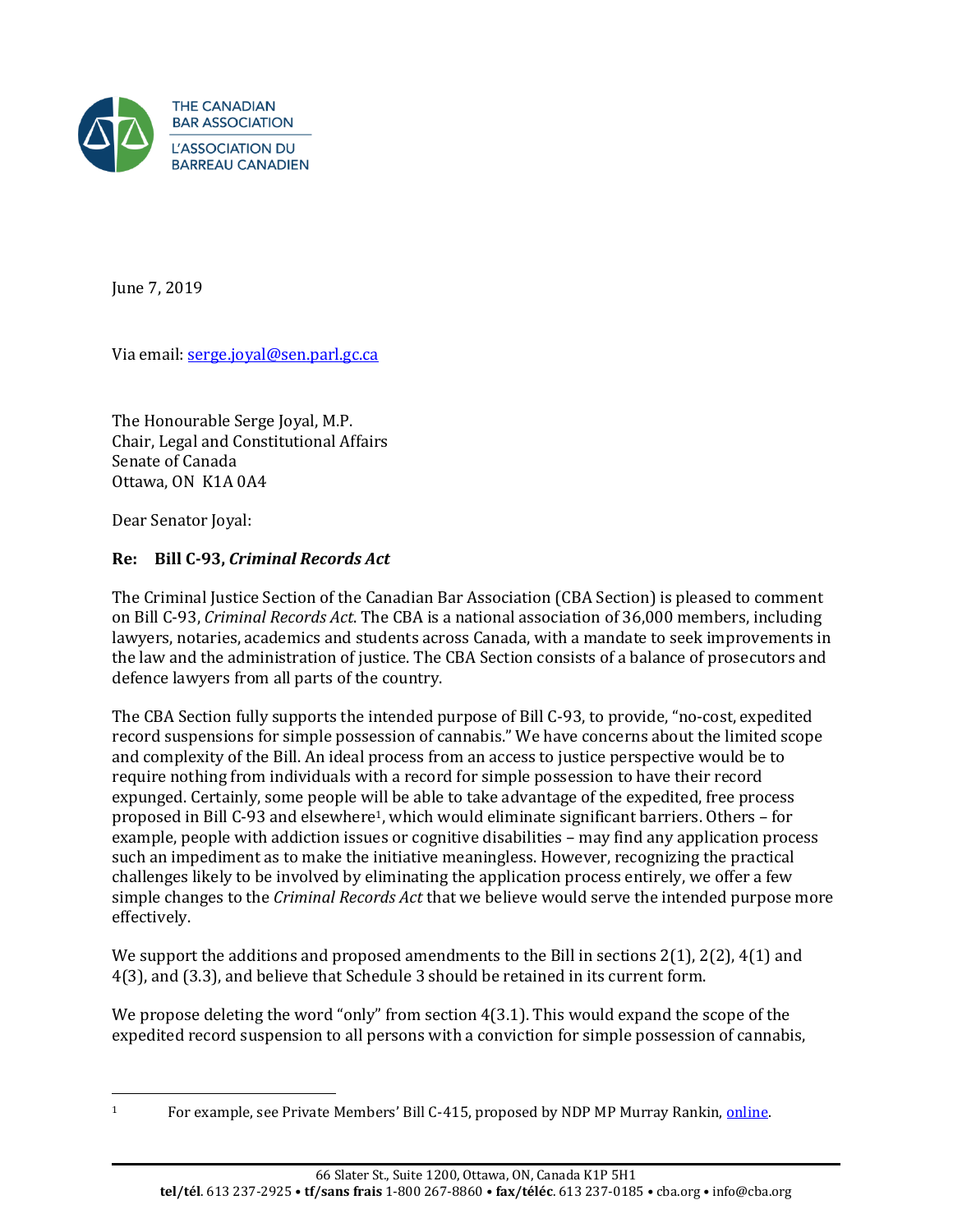THE CANADIAN BAR ASSOCIATION
L'ASSOCIATION DU BARREAU CANADIEN

June 7, 2019

Via email: serge.joyal@sen.parl.gc.ca

The Honourable Serge Joyal, M.P.
Chair, Legal and Constitutional Affairs
Senate of Canada
Ottawa, ON K1A 0A4

Dear Senator Joyal:

**Re: Bill C-93, *Criminal Records Act***

The Criminal Justice Section of the Canadian Bar Association (CBA Section) is pleased to comment on Bill C-93, *Criminal Records Act*. The CBA is a national association of 36,000 members, including lawyers, notaries, academics and students across Canada, with a mandate to seek improvements in the law and the administration of justice. The CBA Section consists of a balance of prosecutors and defence lawyers from all parts of the country.

The CBA Section fully supports the intended purpose of Bill C-93, to provide, "no-cost, expedited record suspensions for simple possession of cannabis." We have concerns about the limited scope and complexity of the Bill. An ideal process from an access to justice perspective would be to require nothing from individuals with a record for simple possession to have their record expunged. Certainly, some people will be able to take advantage of the expedited, free process proposed in Bill C-93 and elsewhere[1], which would eliminate significant barriers. Others – for example, people with addiction issues or cognitive disabilities – may find any application process such an impediment as to make the initiative meaningless. However, recognizing the practical challenges likely to be involved by eliminating the application process entirely, we offer a few simple changes to the *Criminal Records Act* that we believe would serve the intended purpose more effectively.

We support the additions and proposed amendments to the Bill in sections 2(1), 2(2), 4(1) and 4(3), and (3.3), and believe that Schedule 3 should be retained in its current form.

We propose deleting the word "only" from section 4(3.1). This would expand the scope of the expedited record suspension to all persons with a conviction for simple possession of cannabis,

---

[1] For example, see Private Members' Bill C-415, proposed by NDP MP Murray Rankin, online.

66 Slater St., Suite 1200, Ottawa, ON, Canada K1P 5H1
**tel/tél**. 613 237-2925 • **tf/sans frais** 1-800 267-8860 • **fax/téléc**. 613 237-0185 • cba.org • info@cba.org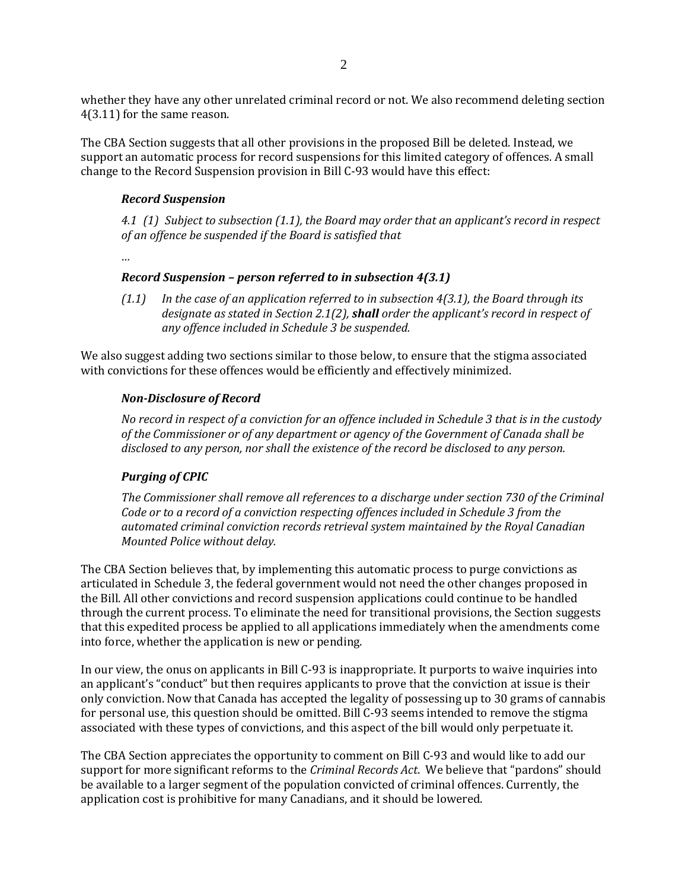whether they have any other unrelated criminal record or not. We also recommend deleting section 4(3.11) for the same reason.

The CBA Section suggests that all other provisions in the proposed Bill be deleted. Instead, we support an automatic process for record suspensions for this limited category of offences. A small change to the Record Suspension provision in Bill C-93 would have this effect:

> ***Record Suspension***
>
> *4.1 (1) Subject to subsection (1.1), the Board may order that an applicant's record in respect of an offence be suspended if the Board is satisfied that*
>
> *…*
>
> ***Record Suspension – person referred to in subsection 4(3.1)***
>
> *(1.1) In the case of an application referred to in subsection 4(3.1), the Board through its designate as stated in Section 2.1(2), **shall** order the applicant's record in respect of any offence included in Schedule 3 be suspended.*

We also suggest adding two sections similar to those below, to ensure that the stigma associated with convictions for these offences would be efficiently and effectively minimized.

> ***Non-Disclosure of Record***
>
> *No record in respect of a conviction for an offence included in Schedule 3 that is in the custody of the Commissioner or of any department or agency of the Government of Canada shall be disclosed to any person, nor shall the existence of the record be disclosed to any person.*
>
> ***Purging of CPIC***
>
> *The Commissioner shall remove all references to a discharge under section 730 of the Criminal Code or to a record of a conviction respecting offences included in Schedule 3 from the automated criminal conviction records retrieval system maintained by the Royal Canadian Mounted Police without delay.*

The CBA Section believes that, by implementing this automatic process to purge convictions as articulated in Schedule 3, the federal government would not need the other changes proposed in the Bill. All other convictions and record suspension applications could continue to be handled through the current process. To eliminate the need for transitional provisions, the Section suggests that this expedited process be applied to all applications immediately when the amendments come into force, whether the application is new or pending.

In our view, the onus on applicants in Bill C-93 is inappropriate. It purports to waive inquiries into an applicant's "conduct" but then requires applicants to prove that the conviction at issue is their only conviction. Now that Canada has accepted the legality of possessing up to 30 grams of cannabis for personal use, this question should be omitted. Bill C-93 seems intended to remove the stigma associated with these types of convictions, and this aspect of the bill would only perpetuate it.

The CBA Section appreciates the opportunity to comment on Bill C-93 and would like to add our support for more significant reforms to the *Criminal Records Act*. We believe that "pardons" should be available to a larger segment of the population convicted of criminal offences. Currently, the application cost is prohibitive for many Canadians, and it should be lowered.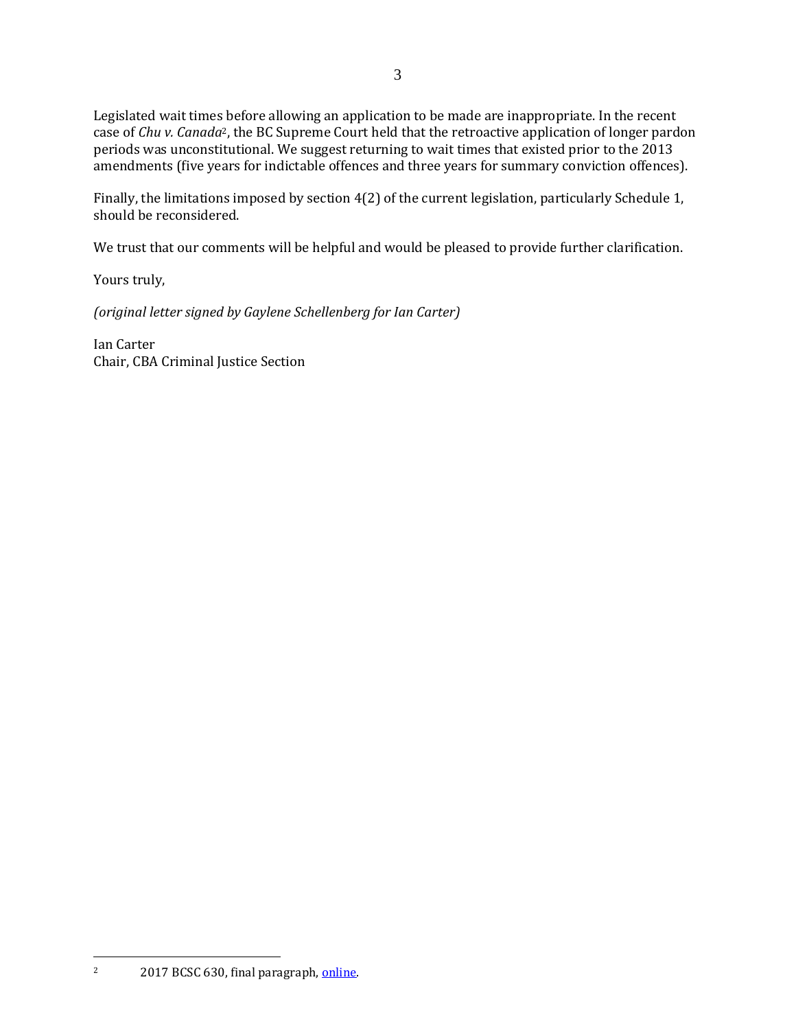Legislated wait times before allowing an application to be made are inappropriate. In the recent case of *Chu v. Canada*[2], the BC Supreme Court held that the retroactive application of longer pardon periods was unconstitutional. We suggest returning to wait times that existed prior to the 2013 amendments (five years for indictable offences and three years for summary conviction offences).

Finally, the limitations imposed by section 4(2) of the current legislation, particularly Schedule 1, should be reconsidered.

We trust that our comments will be helpful and would be pleased to provide further clarification.

Yours truly,

*(original letter signed by Gaylene Schellenberg for Ian Carter)*

Ian Carter
Chair, CBA Criminal Justice Section

---

[2] 2017 BCSC 630, final paragraph, online.